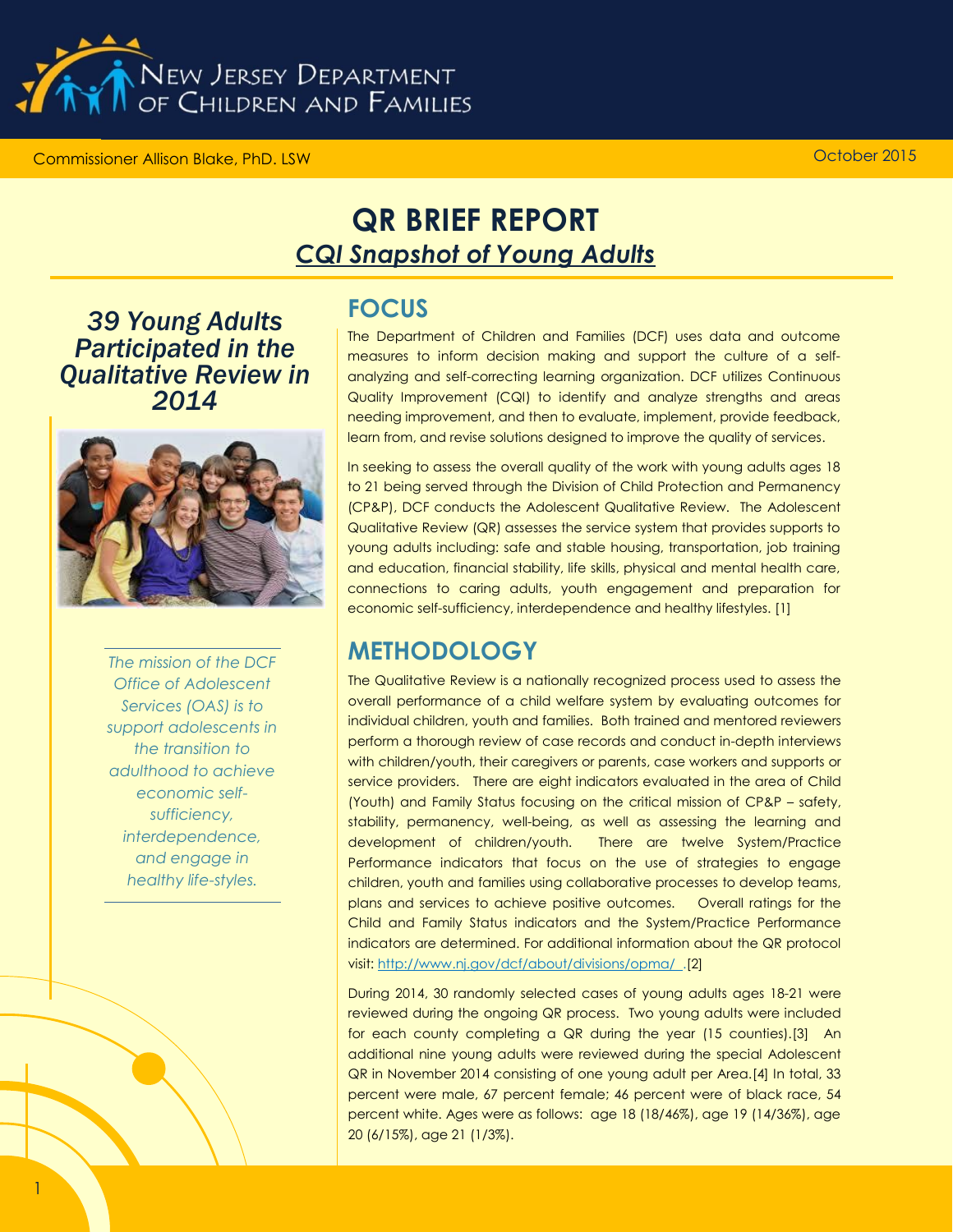New Jersey Department of Children and Families

Commissioner Allison Blake, PhD. LSW

October 2015

# QR BRIEF REPORT

## *CQI Snapshot of Young Adults*

### *39 Young Adults Participated in the Qualitative Review in 2014*

*The mission of the DCF Office of Adolescent Services (OAS) is to support adolescents in the transition to adulthood to achieve economic self-sufficiency, interdependence, and engage in healthy life-styles.*

## FOCUS

The Department of Children and Families (DCF) uses data and outcome measures to inform decision making and support the culture of a self-analyzing and self-correcting learning organization. DCF utilizes Continuous Quality Improvement (CQI) to identify and analyze strengths and areas needing improvement, and then to evaluate, implement, provide feedback, learn from, and revise solutions designed to improve the quality of services.

In seeking to assess the overall quality of the work with young adults ages 18 to 21 being served through the Division of Child Protection and Permanency (CP&P), DCF conducts the Adolescent Qualitative Review. The Adolescent Qualitative Review (QR) assesses the service system that provides supports to young adults including: safe and stable housing, transportation, job training and education, financial stability, life skills, physical and mental health care, connections to caring adults, youth engagement and preparation for economic self-sufficiency, interdependence and healthy lifestyles. [1]

## METHODOLOGY

The Qualitative Review is a nationally recognized process used to assess the overall performance of a child welfare system by evaluating outcomes for individual children, youth and families. Both trained and mentored reviewers perform a thorough review of case records and conduct in-depth interviews with children/youth, their caregivers or parents, case workers and supports or service providers. There are eight indicators evaluated in the area of Child (Youth) and Family Status focusing on the critical mission of CP&P – safety, stability, permanency, well-being, as well as assessing the learning and development of children/youth. There are twelve System/Practice Performance indicators that focus on the use of strategies to engage children, youth and families using collaborative processes to develop teams, plans and services to achieve positive outcomes. Overall ratings for the Child and Family Status indicators and the System/Practice Performance indicators are determined. For additional information about the QR protocol visit: http://www.nj.gov/dcf/about/divisions/opma/ .[2]

During 2014, 30 randomly selected cases of young adults ages 18-21 were reviewed during the ongoing QR process. Two young adults were included for each county completing a QR during the year (15 counties).[3] An additional nine young adults were reviewed during the special Adolescent QR in November 2014 consisting of one young adult per Area.[4] In total, 33 percent were male, 67 percent female; 46 percent were of black race, 54 percent white. Ages were as follows: age 18 (18/46%), age 19 (14/36%), age 20 (6/15%), age 21 (1/3%).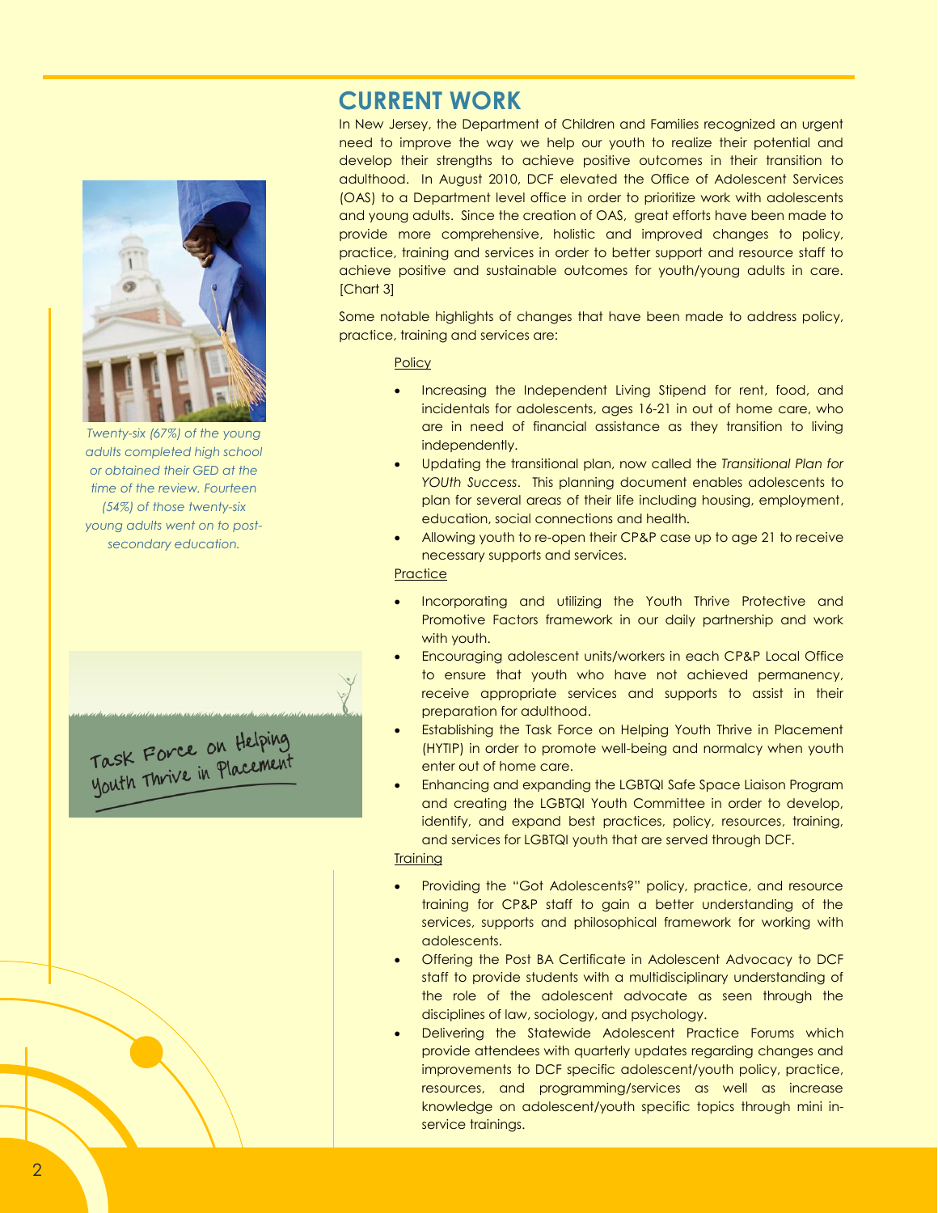## CURRENT WORK

In New Jersey, the Department of Children and Families recognized an urgent need to improve the way we help our youth to realize their potential and develop their strengths to achieve positive outcomes in their transition to adulthood. In August 2010, DCF elevated the Office of Adolescent Services (OAS) to a Department level office in order to prioritize work with adolescents and young adults. Since the creation of OAS, great efforts have been made to provide more comprehensive, holistic and improved changes to policy, practice, training and services in order to better support and resource staff to achieve positive and sustainable outcomes for youth/young adults in care. [Chart 3]

*Twenty-six (67%) of the young adults completed high school or obtained their GED at the time of the review. Fourteen (54%) of those twenty-six young adults went on to post-secondary education.*

Some notable highlights of changes that have been made to address policy, practice, training and services are:

Policy

- Increasing the Independent Living Stipend for rent, food, and incidentals for adolescents, ages 16-21 in out of home care, who are in need of financial assistance as they transition to living independently.
- Updating the transitional plan, now called the *Transitional Plan for YOUth Success*. This planning document enables adolescents to plan for several areas of their life including housing, employment, education, social connections and health.
- Allowing youth to re-open their CP&P case up to age 21 to receive necessary supports and services.

Practice

- Incorporating and utilizing the Youth Thrive Protective and Promotive Factors framework in our daily partnership and work with youth.
- Encouraging adolescent units/workers in each CP&P Local Office to ensure that youth who have not achieved permanency, receive appropriate services and supports to assist in their preparation for adulthood.
- Establishing the Task Force on Helping Youth Thrive in Placement (HYTIP) in order to promote well-being and normalcy when youth enter out of home care.
- Enhancing and expanding the LGBTQI Safe Space Liaison Program and creating the LGBTQI Youth Committee in order to develop, identify, and expand best practices, policy, resources, training, and services for LGBTQI youth that are served through DCF.

Task Force on Helping Youth Thrive in Placement

Training

- Providing the "Got Adolescents?" policy, practice, and resource training for CP&P staff to gain a better understanding of the services, supports and philosophical framework for working with adolescents.
- Offering the Post BA Certificate in Adolescent Advocacy to DCF staff to provide students with a multidisciplinary understanding of the role of the adolescent advocate as seen through the disciplines of law, sociology, and psychology.
- Delivering the Statewide Adolescent Practice Forums which provide attendees with quarterly updates regarding changes and improvements to DCF specific adolescent/youth policy, practice, resources, and programming/services as well as increase knowledge on adolescent/youth specific topics through mini in-service trainings.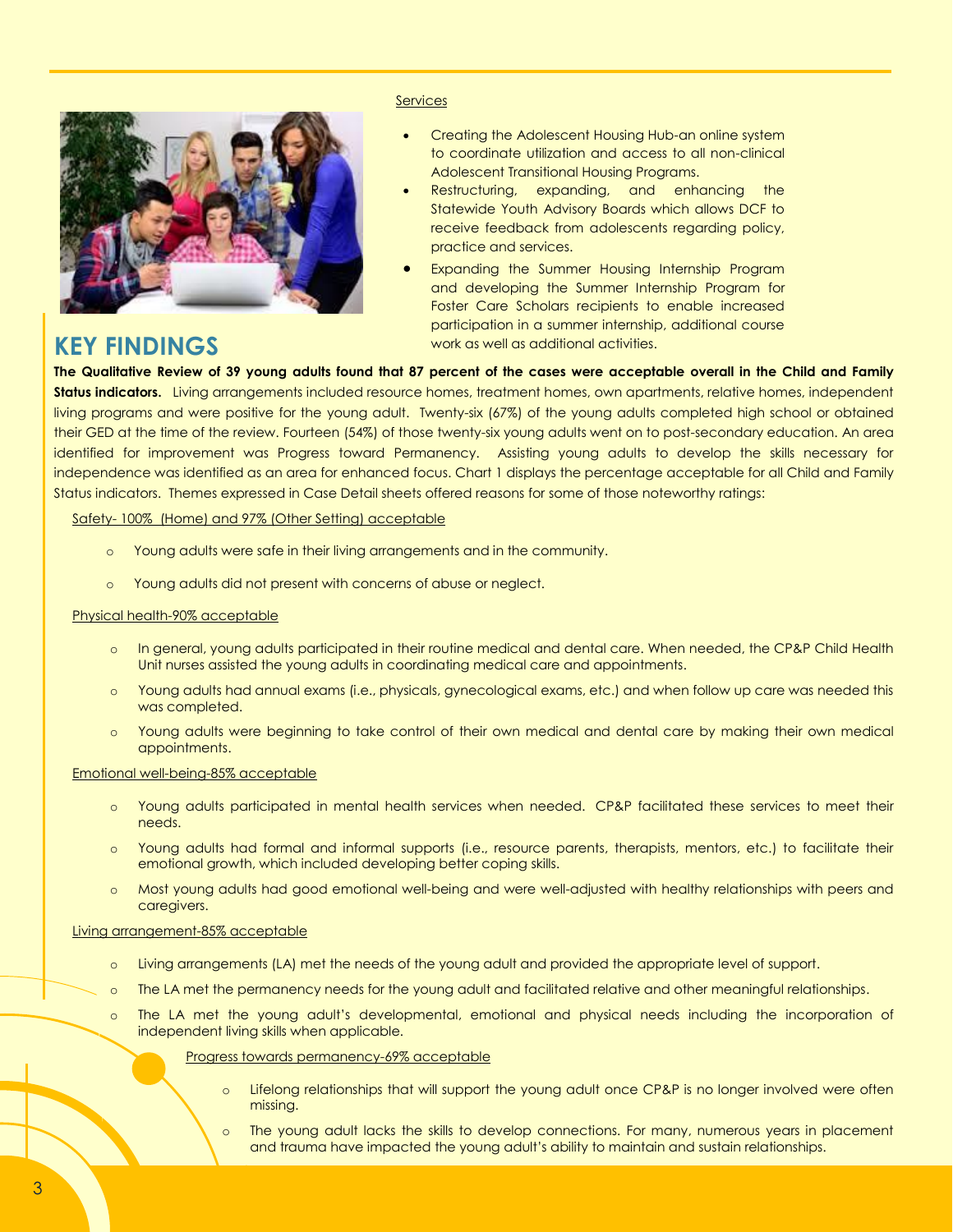Services

- Creating the Adolescent Housing Hub-an online system to coordinate utilization and access to all non-clinical Adolescent Transitional Housing Programs.
- Restructuring, expanding, and enhancing the Statewide Youth Advisory Boards which allows DCF to receive feedback from adolescents regarding policy, practice and services.
- Expanding the Summer Housing Internship Program and developing the Summer Internship Program for Foster Care Scholars recipients to enable increased participation in a summer internship, additional course work as well as additional activities.

## KEY FINDINGS

**The Qualitative Review of 39 young adults found that 87 percent of the cases were acceptable overall in the Child and Family Status indicators.** Living arrangements included resource homes, treatment homes, own apartments, relative homes, independent living programs and were positive for the young adult. Twenty-six (67%) of the young adults completed high school or obtained their GED at the time of the review. Fourteen (54%) of those twenty-six young adults went on to post-secondary education. An area identified for improvement was Progress toward Permanency. Assisting young adults to develop the skills necessary for independence was identified as an area for enhanced focus. Chart 1 displays the percentage acceptable for all Child and Family Status indicators. Themes expressed in Case Detail sheets offered reasons for some of those noteworthy ratings:

Safety- 100% (Home) and 97% (Other Setting) acceptable

- Young adults were safe in their living arrangements and in the community.
- Young adults did not present with concerns of abuse or neglect.

Physical health-90% acceptable

- In general, young adults participated in their routine medical and dental care. When needed, the CP&P Child Health Unit nurses assisted the young adults in coordinating medical care and appointments.
- Young adults had annual exams (i.e., physicals, gynecological exams, etc.) and when follow up care was needed this was completed.
- Young adults were beginning to take control of their own medical and dental care by making their own medical appointments.

Emotional well-being-85% acceptable

- Young adults participated in mental health services when needed. CP&P facilitated these services to meet their needs.
- Young adults had formal and informal supports (i.e., resource parents, therapists, mentors, etc.) to facilitate their emotional growth, which included developing better coping skills.
- Most young adults had good emotional well-being and were well-adjusted with healthy relationships with peers and caregivers.

Living arrangement-85% acceptable

- Living arrangements (LA) met the needs of the young adult and provided the appropriate level of support.
- The LA met the permanency needs for the young adult and facilitated relative and other meaningful relationships.
- The LA met the young adult's developmental, emotional and physical needs including the incorporation of independent living skills when applicable.

Progress towards permanency-69% acceptable

- Lifelong relationships that will support the young adult once CP&P is no longer involved were often missing.
- The young adult lacks the skills to develop connections. For many, numerous years in placement and trauma have impacted the young adult's ability to maintain and sustain relationships.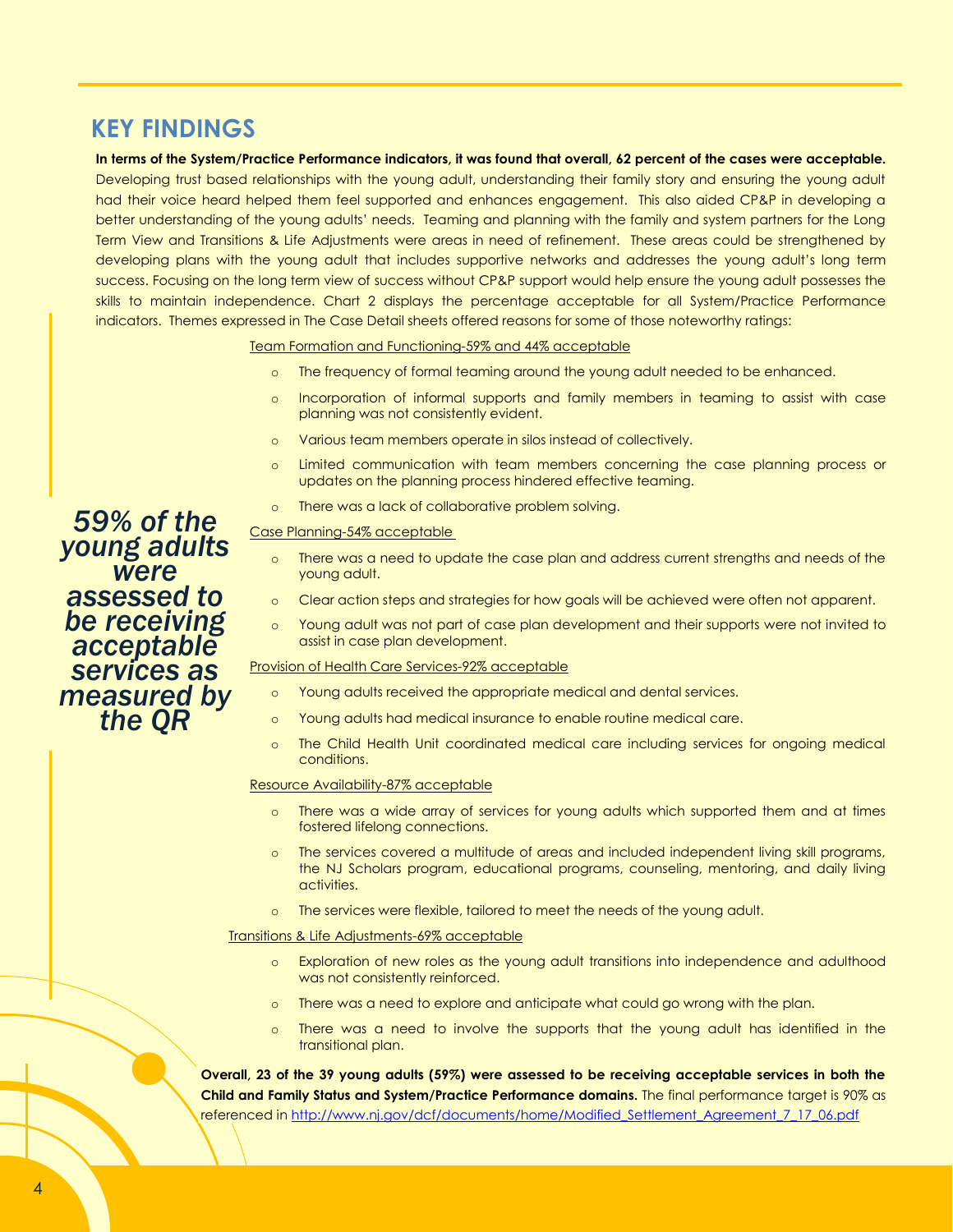## KEY FINDINGS

**In terms of the System/Practice Performance indicators, it was found that overall, 62 percent of the cases were acceptable.** Developing trust based relationships with the young adult, understanding their family story and ensuring the young adult had their voice heard helped them feel supported and enhances engagement. This also aided CP&P in developing a better understanding of the young adults' needs. Teaming and planning with the family and system partners for the Long Term View and Transitions & Life Adjustments were areas in need of refinement. These areas could be strengthened by developing plans with the young adult that includes supportive networks and addresses the young adult's long term success. Focusing on the long term view of success without CP&P support would help ensure the young adult possesses the skills to maintain independence. Chart 2 displays the percentage acceptable for all System/Practice Performance indicators. Themes expressed in The Case Detail sheets offered reasons for some of those noteworthy ratings:

*59% of the young adults were assessed to be receiving acceptable services as measured by the QR*

Team Formation and Functioning-59% and 44% acceptable

- The frequency of formal teaming around the young adult needed to be enhanced.
- Incorporation of informal supports and family members in teaming to assist with case planning was not consistently evident.
- Various team members operate in silos instead of collectively.
- Limited communication with team members concerning the case planning process or updates on the planning process hindered effective teaming.
- There was a lack of collaborative problem solving.

Case Planning-54% acceptable

- There was a need to update the case plan and address current strengths and needs of the young adult.
- Clear action steps and strategies for how goals will be achieved were often not apparent.
- Young adult was not part of case plan development and their supports were not invited to assist in case plan development.

Provision of Health Care Services-92% acceptable

- Young adults received the appropriate medical and dental services.
- Young adults had medical insurance to enable routine medical care.
- The Child Health Unit coordinated medical care including services for ongoing medical conditions.

Resource Availability-87% acceptable

- There was a wide array of services for young adults which supported them and at times fostered lifelong connections.
- The services covered a multitude of areas and included independent living skill programs, the NJ Scholars program, educational programs, counseling, mentoring, and daily living activities.
- The services were flexible, tailored to meet the needs of the young adult.

Transitions & Life Adjustments-69% acceptable

- Exploration of new roles as the young adult transitions into independence and adulthood was not consistently reinforced.
- There was a need to explore and anticipate what could go wrong with the plan.
- There was a need to involve the supports that the young adult has identified in the transitional plan.

**Overall, 23 of the 39 young adults (59%) were assessed to be receiving acceptable services in both the Child and Family Status and System/Practice Performance domains.** The final performance target is 90% as referenced in http://www.nj.gov/dcf/documents/home/Modified_Settlement_Agreement_7_17_06.pdf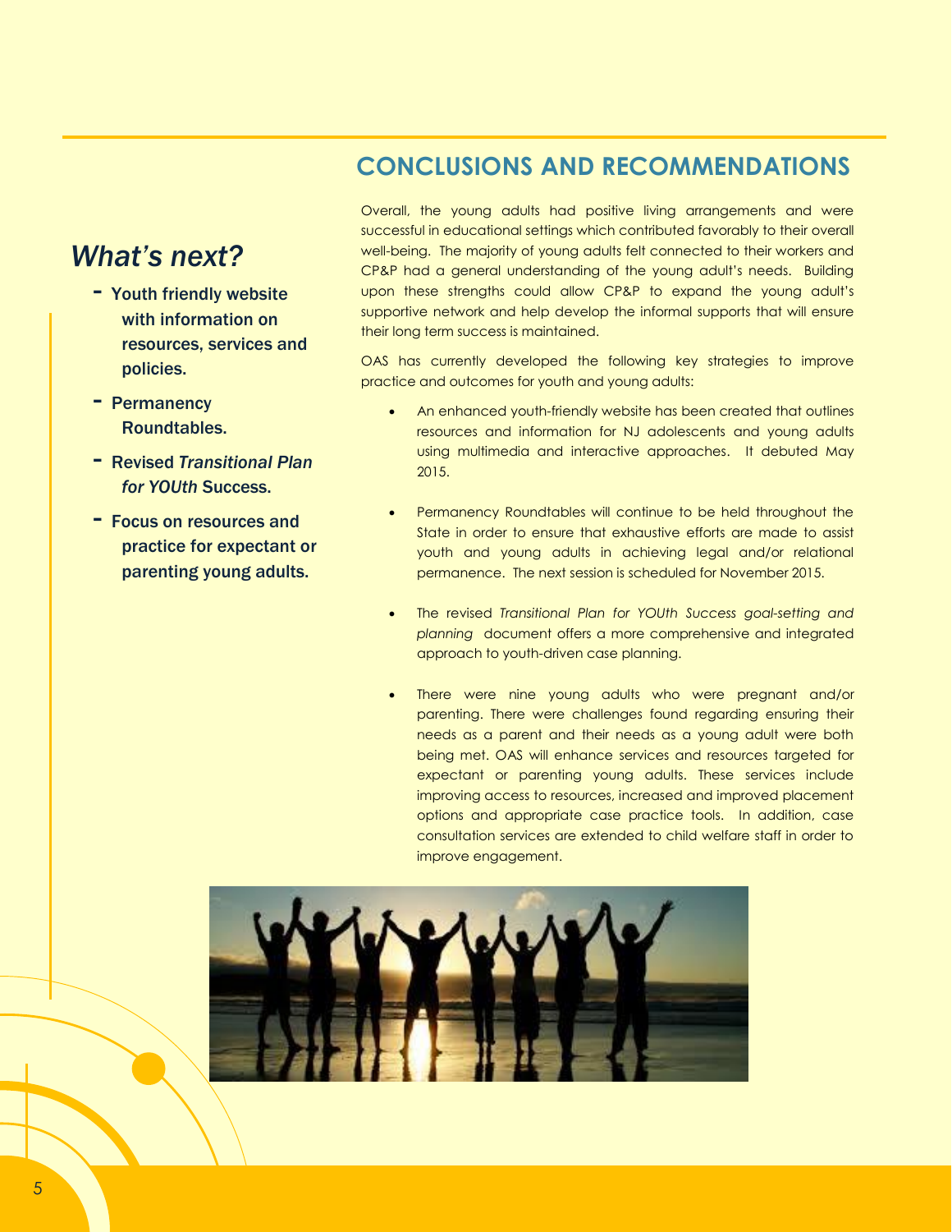## CONCLUSIONS AND RECOMMENDATIONS

Overall, the young adults had positive living arrangements and were successful in educational settings which contributed favorably to their overall well-being. The majority of young adults felt connected to their workers and CP&P had a general understanding of the young adult's needs. Building upon these strengths could allow CP&P to expand the young adult's supportive network and help develop the informal supports that will ensure their long term success is maintained.

OAS has currently developed the following key strategies to improve practice and outcomes for youth and young adults:

- An enhanced youth-friendly website has been created that outlines resources and information for NJ adolescents and young adults using multimedia and interactive approaches. It debuted May 2015.
- Permanency Roundtables will continue to be held throughout the State in order to ensure that exhaustive efforts are made to assist youth and young adults in achieving legal and/or relational permanence. The next session is scheduled for November 2015.
- The revised *Transitional Plan for YOUth Success goal-setting and planning* document offers a more comprehensive and integrated approach to youth-driven case planning.
- There were nine young adults who were pregnant and/or parenting. There were challenges found regarding ensuring their needs as a parent and their needs as a young adult were both being met. OAS will enhance services and resources targeted for expectant or parenting young adults. These services include improving access to resources, increased and improved placement options and appropriate case practice tools. In addition, case consultation services are extended to child welfare staff in order to improve engagement.

### *What's next?*

- **Youth friendly website with information on resources, services and policies.**
- **Permanency Roundtables.**
- **Revised *Transitional Plan for YOUth* Success.**
- **Focus on resources and practice for expectant or parenting young adults.**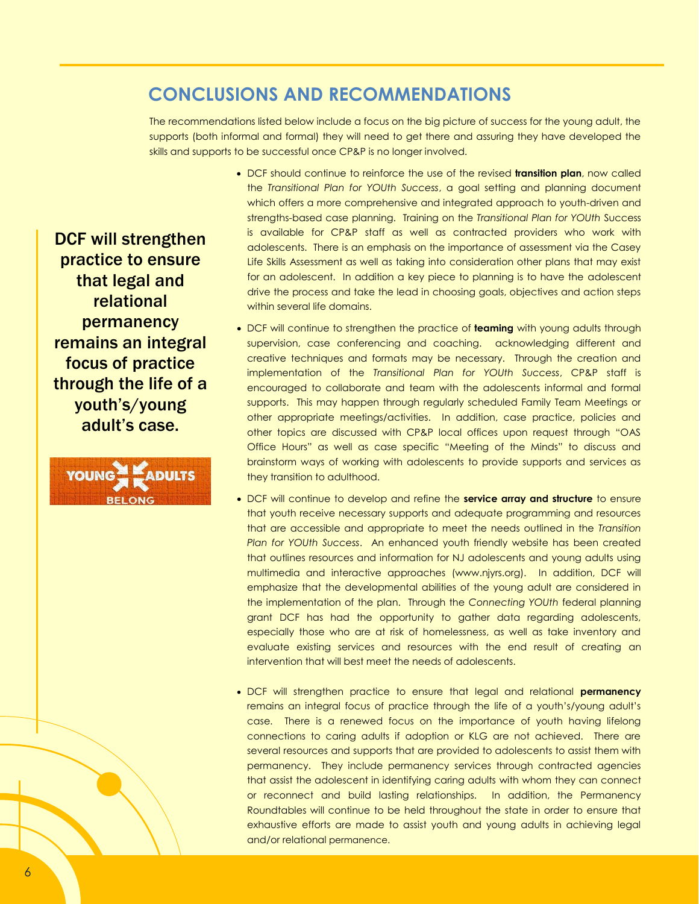## CONCLUSIONS AND RECOMMENDATIONS

The recommendations listed below include a focus on the big picture of success for the young adult, the supports (both informal and formal) they will need to get there and assuring they have developed the skills and supports to be successful once CP&P is no longer involved.

> **DCF will strengthen practice to ensure that legal and relational permanency remains an integral focus of practice through the life of a youth's/young adult's case.**

YOUNG ADULTS BELONG

- DCF should continue to reinforce the use of the revised **transition plan**, now called the *Transitional Plan for YOUth Success*, a goal setting and planning document which offers a more comprehensive and integrated approach to youth-driven and strengths-based case planning. Training on the *Transitional Plan for YOUth* Success is available for CP&P staff as well as contracted providers who work with adolescents. There is an emphasis on the importance of assessment via the Casey Life Skills Assessment as well as taking into consideration other plans that may exist for an adolescent. In addition a key piece to planning is to have the adolescent drive the process and take the lead in choosing goals, objectives and action steps within several life domains.
- DCF will continue to strengthen the practice of **teaming** with young adults through supervision, case conferencing and coaching. acknowledging different and creative techniques and formats may be necessary. Through the creation and implementation of the *Transitional Plan for YOUth Success*, CP&P staff is encouraged to collaborate and team with the adolescents informal and formal supports. This may happen through regularly scheduled Family Team Meetings or other appropriate meetings/activities. In addition, case practice, policies and other topics are discussed with CP&P local offices upon request through "OAS Office Hours" as well as case specific "Meeting of the Minds" to discuss and brainstorm ways of working with adolescents to provide supports and services as they transition to adulthood.
- DCF will continue to develop and refine the **service array and structure** to ensure that youth receive necessary supports and adequate programming and resources that are accessible and appropriate to meet the needs outlined in the *Transition Plan for YOUth Success*. An enhanced youth friendly website has been created that outlines resources and information for NJ adolescents and young adults using multimedia and interactive approaches (www.njyrs.org). In addition, DCF will emphasize that the developmental abilities of the young adult are considered in the implementation of the plan. Through the *Connecting YOUth* federal planning grant DCF has had the opportunity to gather data regarding adolescents, especially those who are at risk of homelessness, as well as take inventory and evaluate existing services and resources with the end result of creating an intervention that will best meet the needs of adolescents.
- DCF will strengthen practice to ensure that legal and relational **permanency** remains an integral focus of practice through the life of a youth's/young adult's case. There is a renewed focus on the importance of youth having lifelong connections to caring adults if adoption or KLG are not achieved. There are several resources and supports that are provided to adolescents to assist them with permanency. They include permanency services through contracted agencies that assist the adolescent in identifying caring adults with whom they can connect or reconnect and build lasting relationships. In addition, the Permanency Roundtables will continue to be held throughout the state in order to ensure that exhaustive efforts are made to assist youth and young adults in achieving legal and/or relational permanence.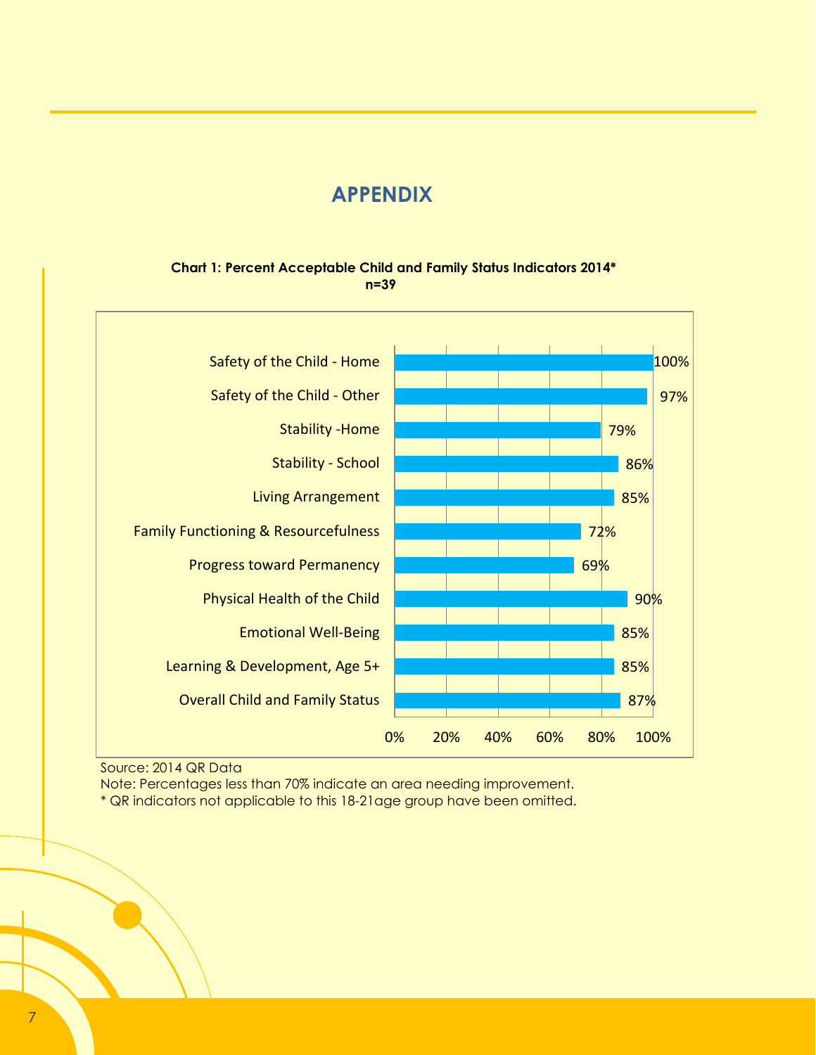# APPENDIX

**Chart 1: Percent Acceptable Child and Family Status Indicators 2014\***
**n=39**

Safety of the Child - Home
100%
Safety of the Child - Other
97%
Stability -Home
79%
Stability - School
86%
Living Arrangement
85%
Family Functioning & Resourcefulness
72%
Progress toward Permanency
69%
Physical Health of the Child
90%
Emotional Well-Being
85%
Learning & Development, Age 5+
85%
Overall Child and Family Status
87%

0% 20% 40% 60% 80% 100%

Source: 2014 QR Data
Note: Percentages less than 70% indicate an area needing improvement.
* QR indicators not applicable to this 18-21age group have been omitted.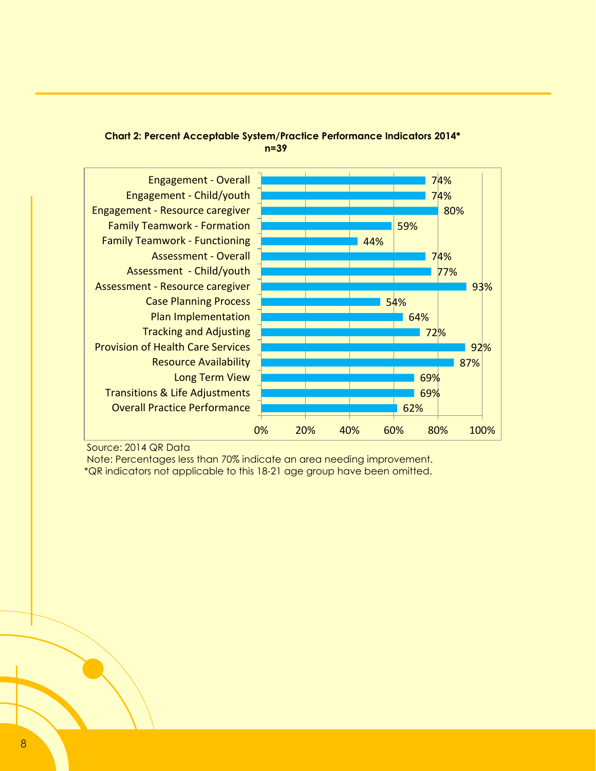**Chart 2: Percent Acceptable System/Practice Performance Indicators 2014***
**n=39**

Engagement - Overall 74%
Engagement - Child/youth 74%
Engagement - Resource caregiver 80%
Family Teamwork - Formation 59%
Family Teamwork - Functioning 44%
Assessment - Overall 74%
Assessment - Child/youth 77%
Assessment - Resource caregiver 93%
Case Planning Process 54%
Plan Implementation 64%
Tracking and Adjusting 72%
Provision of Health Care Services 92%
Resource Availability 87%
Long Term View 69%
Transitions & Life Adjustments 69%
Overall Practice Performance 62%

0% 20% 40% 60% 80% 100%

Source: 2014 QR Data
Note: Percentages less than 70% indicate an area needing improvement.
*QR indicators not applicable to this 18-21 age group have been omitted.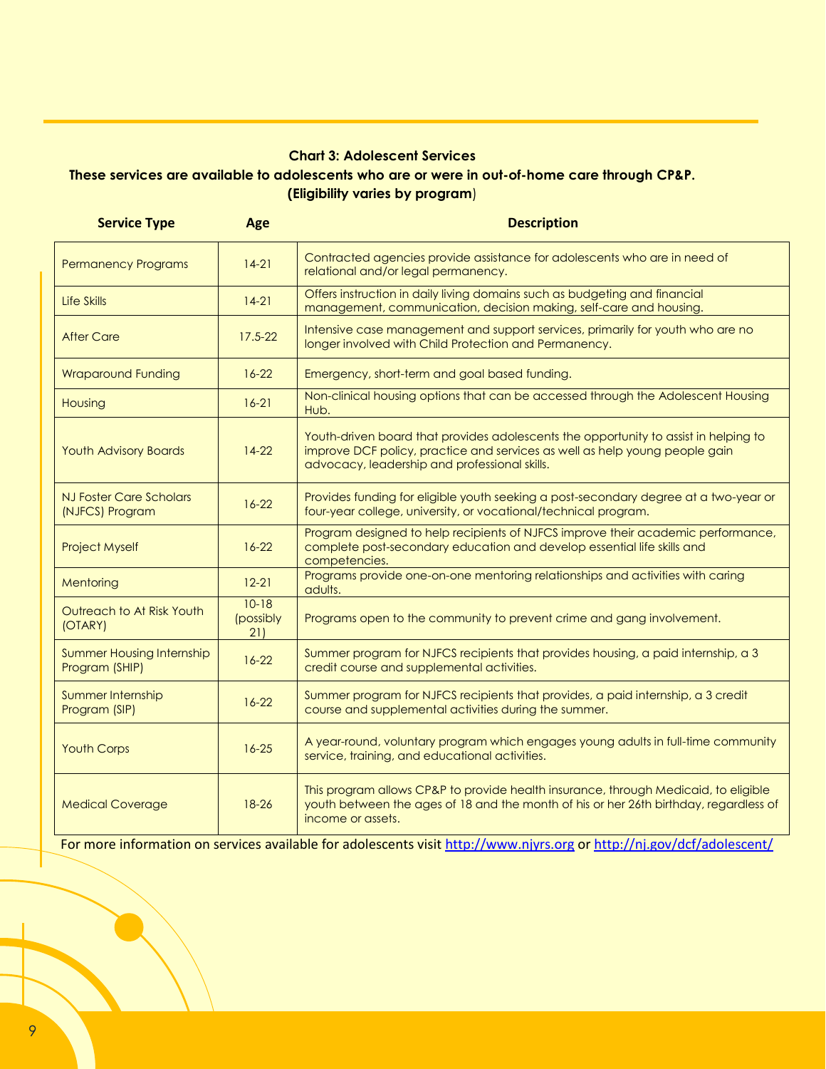**Chart 3: Adolescent Services**

**These services are available to adolescents who are or were in out-of-home care through CP&P.**
**(Eligibility varies by program)**

| Service Type | Age | Description |
|---|---|---|
| Permanency Programs | 14-21 | Contracted agencies provide assistance for adolescents who are in need of relational and/or legal permanency. |
| Life Skills | 14-21 | Offers instruction in daily living domains such as budgeting and financial management, communication, decision making, self-care and housing. |
| After Care | 17.5-22 | Intensive case management and support services, primarily for youth who are no longer involved with Child Protection and Permanency. |
| Wraparound Funding | 16-22 | Emergency, short-term and goal based funding. |
| Housing | 16-21 | Non-clinical housing options that can be accessed through the Adolescent Housing Hub. |
| Youth Advisory Boards | 14-22 | Youth-driven board that provides adolescents the opportunity to assist in helping to improve DCF policy, practice and services as well as help young people gain advocacy, leadership and professional skills. |
| NJ Foster Care Scholars (NJFCS) Program | 16-22 | Provides funding for eligible youth seeking a post-secondary degree at a two-year or four-year college, university, or vocational/technical program. |
| Project Myself | 16-22 | Program designed to help recipients of NJFCS improve their academic performance, complete post-secondary education and develop essential life skills and competencies. |
| Mentoring | 12-21 | Programs provide one-on-one mentoring relationships and activities with caring adults. |
| Outreach to At Risk Youth (OTARY) | 10-18 (possibly 21) | Programs open to the community to prevent crime and gang involvement. |
| Summer Housing Internship Program (SHIP) | 16-22 | Summer program for NJFCS recipients that provides housing, a paid internship, a 3 credit course and supplemental activities. |
| Summer Internship Program (SIP) | 16-22 | Summer program for NJFCS recipients that provides, a paid internship, a 3 credit course and supplemental activities during the summer. |
| Youth Corps | 16-25 | A year-round, voluntary program which engages young adults in full-time community service, training, and educational activities. |
| Medical Coverage | 18-26 | This program allows CP&P to provide health insurance, through Medicaid, to eligible youth between the ages of 18 and the month of his or her 26th birthday, regardless of income or assets. |

For more information on services available for adolescents visit http://www.njyrs.org or http://nj.gov/dcf/adolescent/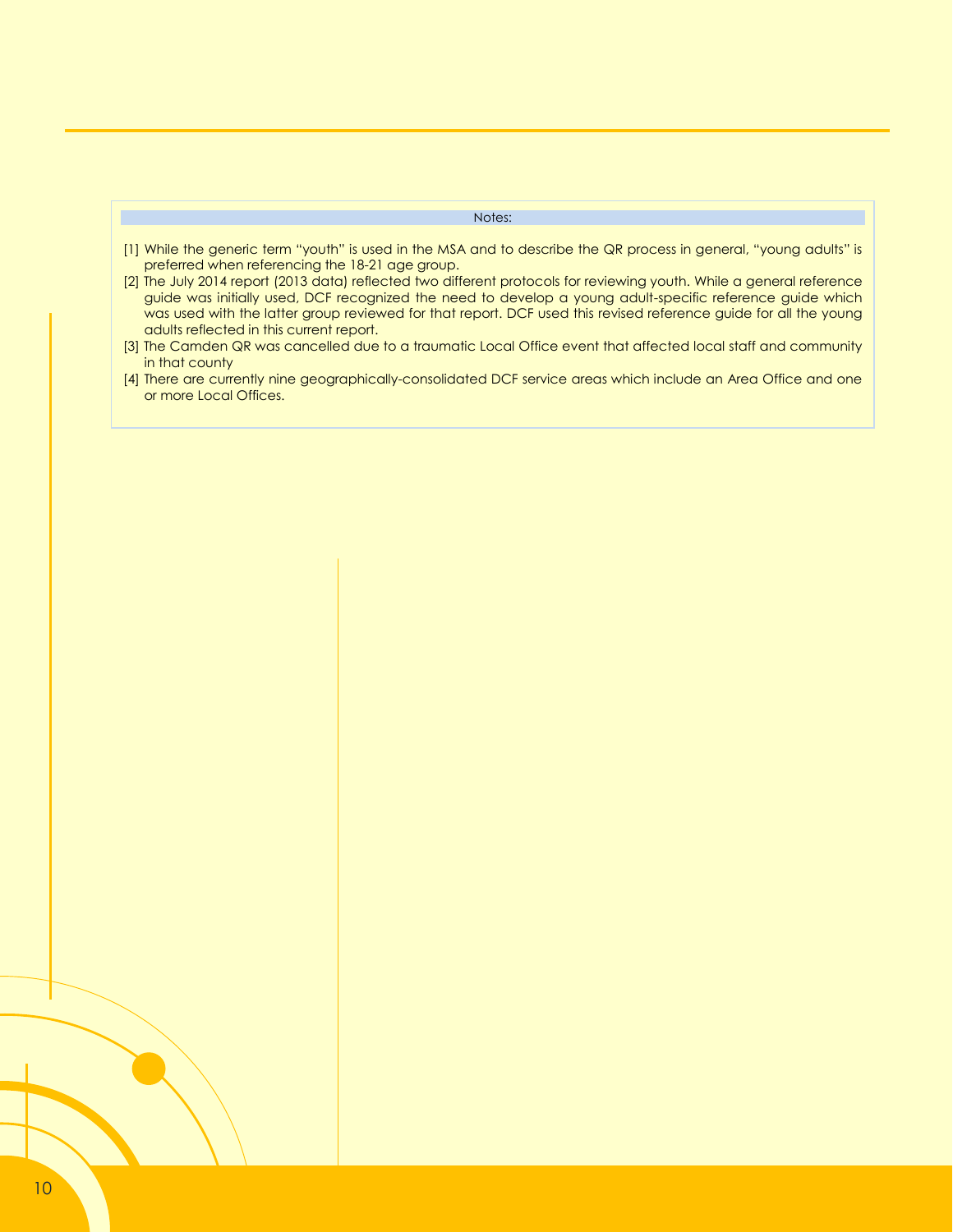Notes:

[1] While the generic term "youth" is used in the MSA and to describe the QR process in general, "young adults" is preferred when referencing the 18-21 age group.

[2] The July 2014 report (2013 data) reflected two different protocols for reviewing youth. While a general reference guide was initially used, DCF recognized the need to develop a young adult-specific reference guide which was used with the latter group reviewed for that report. DCF used this revised reference guide for all the young adults reflected in this current report.

[3] The Camden QR was cancelled due to a traumatic Local Office event that affected local staff and community in that county

[4] There are currently nine geographically-consolidated DCF service areas which include an Area Office and one or more Local Offices.